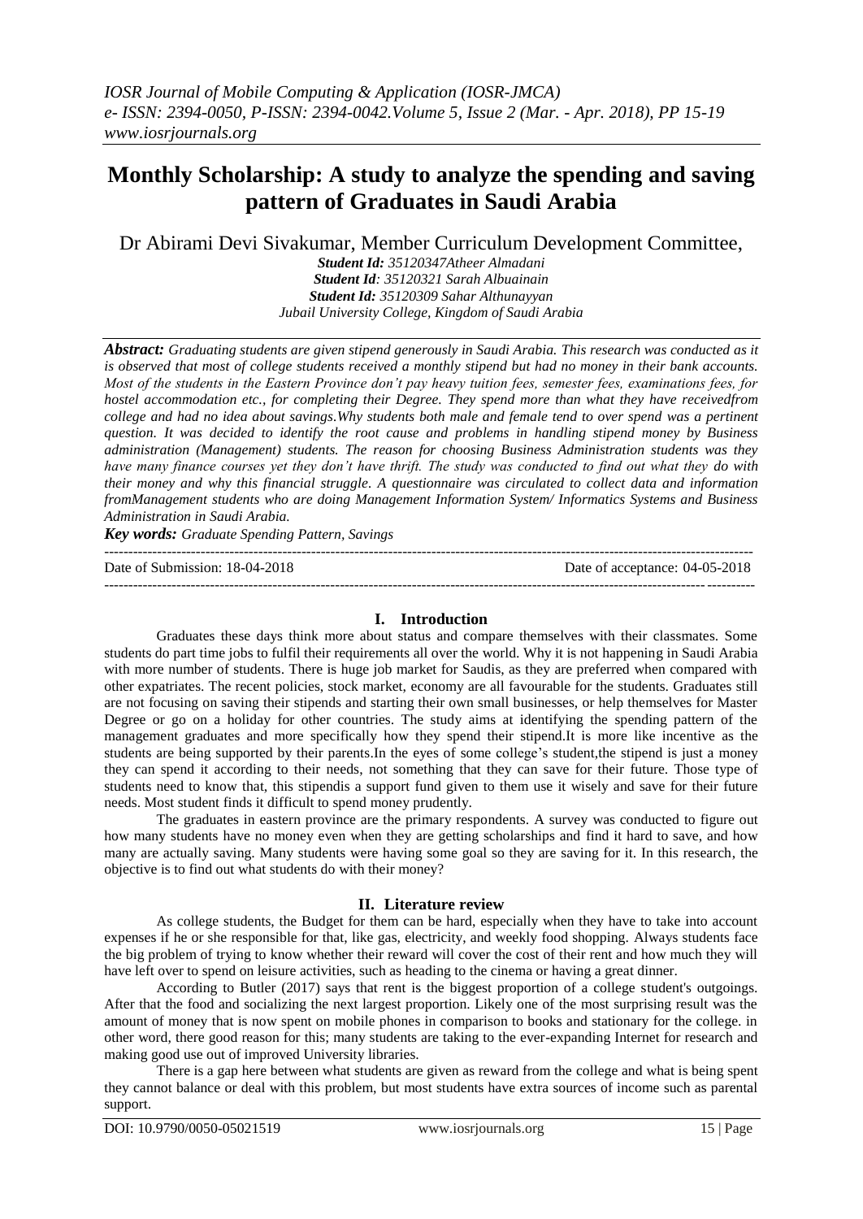# Monthly Scholarship: A study to analyze the spending and saving pattern of Graduates in Saudi Arabia

Dr Abirami Devi Sivakumar, Member Curriculum Development Committee,

***Student Id:*** *35120347Atheer Almadani*
***Student Id****: 35120321 Sarah Albuainain*
***Student Id:*** *35120309 Sahar Althunayyan*
*Jubail University College, Kingdom of Saudi Arabia*

***Abstract:*** *Graduating students are given stipend generously in Saudi Arabia. This research was conducted as it is observed that most of college students received a monthly stipend but had no money in their bank accounts. Most of the students in the Eastern Province don't pay heavy tuition fees, semester fees, examinations fees, for hostel accommodation etc., for completing their Degree. They spend more than what they have receivedfrom college and had no idea about savings.Why students both male and female tend to over spend was a pertinent question. It was decided to identify the root cause and problems in handling stipend money by Business administration (Management) students. The reason for choosing Business Administration students was they have many finance courses yet they don't have thrift. The study was conducted to find out what they do with their money and why this financial struggle. A questionnaire was circulated to collect data and information fromManagement students who are doing Management Information System/ Informatics Systems and Business Administration in Saudi Arabia.*

***Key words:*** *Graduate Spending Pattern, Savings*

---

Date of Submission: 18-04-2018 Date of acceptance: 04-05-2018

---

## I. Introduction

Graduates these days think more about status and compare themselves with their classmates. Some students do part time jobs to fulfil their requirements all over the world. Why it is not happening in Saudi Arabia with more number of students. There is huge job market for Saudis, as they are preferred when compared with other expatriates. The recent policies, stock market, economy are all favourable for the students. Graduates still are not focusing on saving their stipends and starting their own small businesses, or help themselves for Master Degree or go on a holiday for other countries. The study aims at identifying the spending pattern of the management graduates and more specifically how they spend their stipend.It is more like incentive as the students are being supported by their parents.In the eyes of some college's student,the stipend is just a money they can spend it according to their needs, not something that they can save for their future. Those type of students need to know that, this stipendis a support fund given to them use it wisely and save for their future needs. Most student finds it difficult to spend money prudently.

The graduates in eastern province are the primary respondents. A survey was conducted to figure out how many students have no money even when they are getting scholarships and find it hard to save, and how many are actually saving. Many students were having some goal so they are saving for it. In this research, the objective is to find out what students do with their money?

## II. Literature review

As college students, the Budget for them can be hard, especially when they have to take into account expenses if he or she responsible for that, like gas, electricity, and weekly food shopping. Always students face the big problem of trying to know whether their reward will cover the cost of their rent and how much they will have left over to spend on leisure activities, such as heading to the cinema or having a great dinner.

According to Butler (2017) says that rent is the biggest proportion of a college student's outgoings. After that the food and socializing the next largest proportion. Likely one of the most surprising result was the amount of money that is now spent on mobile phones in comparison to books and stationary for the college. in other word, there good reason for this; many students are taking to the ever-expanding Internet for research and making good use out of improved University libraries.

There is a gap here between what students are given as reward from the college and what is being spent they cannot balance or deal with this problem, but most students have extra sources of income such as parental support.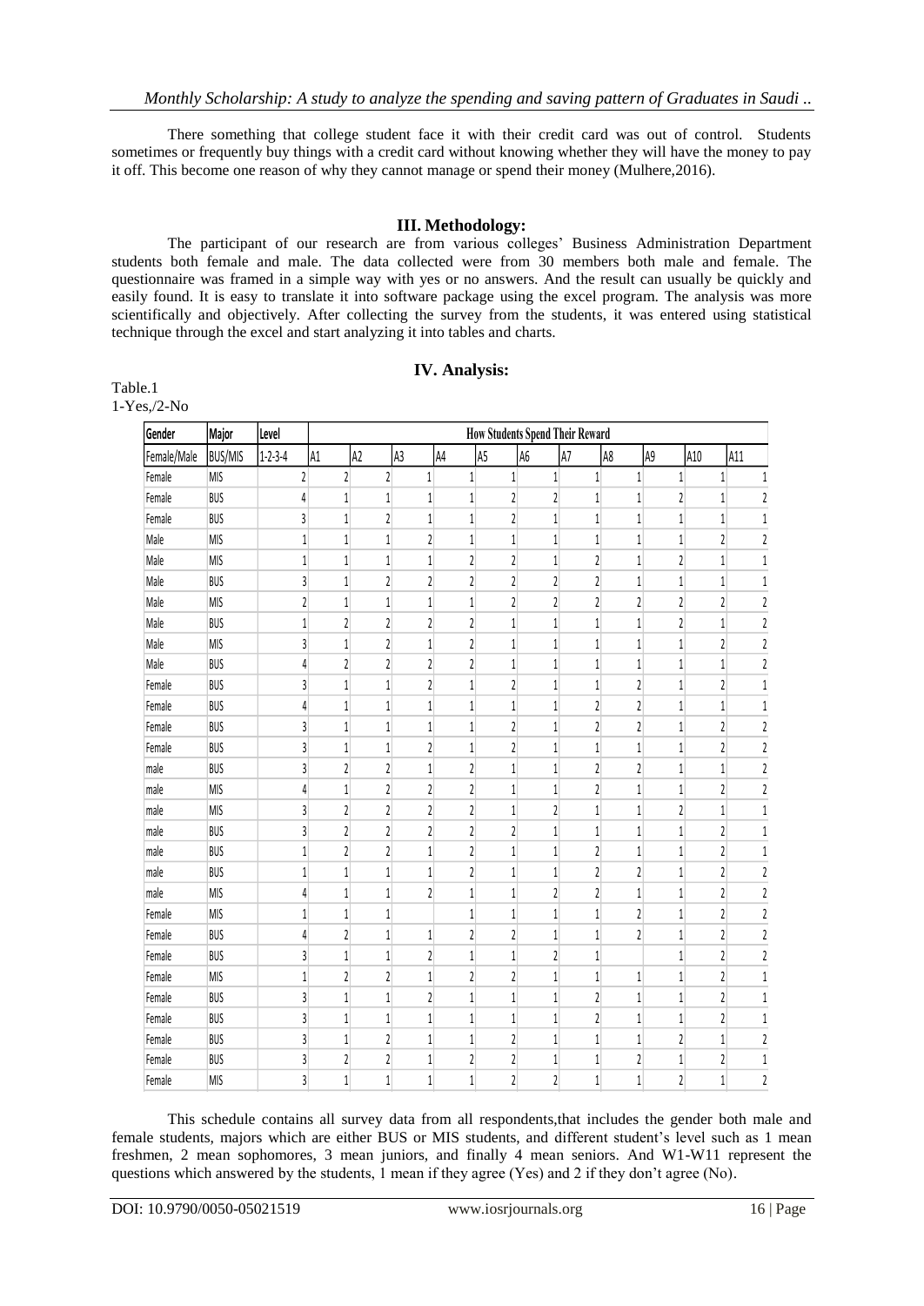There something that college student face it with their credit card was out of control. Students sometimes or frequently buy things with a credit card without knowing whether they will have the money to pay it off. This become one reason of why they cannot manage or spend their money (Mulhere,2016).

## III. Methodology:

The participant of our research are from various colleges' Business Administration Department students both female and male. The data collected were from 30 members both male and female. The questionnaire was framed in a simple way with yes or no answers. And the result can usually be quickly and easily found. It is easy to translate it into software package using the excel program. The analysis was more scientifically and objectively. After collecting the survey from the students, it was entered using statistical technique through the excel and start analyzing it into tables and charts.

## IV. Analysis:

Table.1
1-Yes,/2-No

| Gender | Major | Level | How Students Spend Their Reward | | | | | | | | | | |
|---|---|---|---|---|---|---|---|---|---|---|---|---|---|
| Female/Male | BUS/MIS | 1-2-3-4 | A1 | A2 | A3 | A4 | A5 | A6 | A7 | A8 | A9 | A10 | A11 |
| Female | MIS | 2 | 2 | 2 | 1 | 1 | 1 | 1 | 1 | 1 | 1 | 1 | 1 |
| Female | BUS | 4 | 1 | 1 | 1 | 1 | 2 | 2 | 1 | 1 | 2 | 1 | 2 |
| Female | BUS | 3 | 1 | 2 | 1 | 1 | 2 | 1 | 1 | 1 | 1 | 1 | 1 |
| Male | MIS | 1 | 1 | 1 | 2 | 1 | 1 | 1 | 1 | 1 | 1 | 2 | 2 |
| Male | MIS | 1 | 1 | 1 | 1 | 2 | 2 | 1 | 2 | 1 | 2 | 1 | 1 |
| Male | BUS | 3 | 1 | 2 | 2 | 2 | 2 | 2 | 2 | 1 | 1 | 1 | 1 |
| Male | MIS | 2 | 1 | 1 | 1 | 1 | 2 | 2 | 2 | 2 | 2 | 2 | 2 |
| Male | BUS | 1 | 2 | 2 | 2 | 2 | 1 | 1 | 1 | 1 | 2 | 1 | 2 |
| Male | MIS | 3 | 1 | 2 | 1 | 2 | 1 | 1 | 1 | 1 | 1 | 2 | 2 |
| Male | BUS | 4 | 2 | 2 | 2 | 2 | 1 | 1 | 1 | 1 | 1 | 1 | 2 |
| Female | BUS | 3 | 1 | 1 | 2 | 1 | 2 | 1 | 1 | 2 | 1 | 2 | 1 |
| Female | BUS | 4 | 1 | 1 | 1 | 1 | 1 | 1 | 2 | 2 | 1 | 1 | 1 |
| Female | BUS | 3 | 1 | 1 | 1 | 1 | 2 | 1 | 2 | 2 | 1 | 2 | 2 |
| Female | BUS | 3 | 1 | 1 | 2 | 1 | 2 | 1 | 1 | 1 | 1 | 2 | 2 |
| male | BUS | 3 | 2 | 2 | 1 | 2 | 1 | 1 | 2 | 2 | 1 | 1 | 2 |
| male | MIS | 4 | 1 | 2 | 2 | 2 | 1 | 1 | 2 | 1 | 1 | 2 | 2 |
| male | MIS | 3 | 2 | 2 | 2 | 2 | 1 | 2 | 1 | 1 | 2 | 1 | 1 |
| male | BUS | 3 | 2 | 2 | 2 | 2 | 2 | 1 | 1 | 1 | 1 | 2 | 1 |
| male | BUS | 1 | 2 | 2 | 1 | 2 | 1 | 1 | 2 | 1 | 1 | 2 | 1 |
| male | BUS | 1 | 1 | 1 | 1 | 2 | 1 | 1 | 2 | 2 | 1 | 2 | 2 |
| male | MIS | 4 | 1 | 1 | 2 | 1 | 1 | 2 | 2 | 1 | 1 | 2 | 2 |
| Female | MIS | 1 | 1 | 1 | | 1 | 1 | 1 | 1 | 2 | 1 | 2 | 2 |
| Female | BUS | 4 | 2 | 1 | 1 | 2 | 2 | 1 | 1 | 2 | 1 | 2 | 2 |
| Female | BUS | 3 | 1 | 1 | 2 | 1 | 1 | 2 | 1 | | 1 | 2 | 2 |
| Female | MIS | 1 | 2 | 2 | 1 | 2 | 2 | 1 | 1 | 1 | 1 | 2 | 1 |
| Female | BUS | 3 | 1 | 1 | 2 | 1 | 1 | 1 | 2 | 1 | 1 | 2 | 1 |
| Female | BUS | 3 | 1 | 1 | 1 | 1 | 1 | 1 | 2 | 1 | 1 | 2 | 1 |
| Female | BUS | 3 | 1 | 2 | 1 | 1 | 2 | 1 | 1 | 1 | 2 | 1 | 2 |
| Female | BUS | 3 | 2 | 2 | 1 | 2 | 2 | 1 | 1 | 2 | 1 | 2 | 1 |
| Female | MIS | 3 | 1 | 1 | 1 | 1 | 2 | 2 | 1 | 1 | 2 | 1 | 2 |

This schedule contains all survey data from all respondents,that includes the gender both male and female students, majors which are either BUS or MIS students, and different student's level such as 1 mean freshmen, 2 mean sophomores, 3 mean juniors, and finally 4 mean seniors. And W1-W11 represent the questions which answered by the students, 1 mean if they agree (Yes) and 2 if they don't agree (No).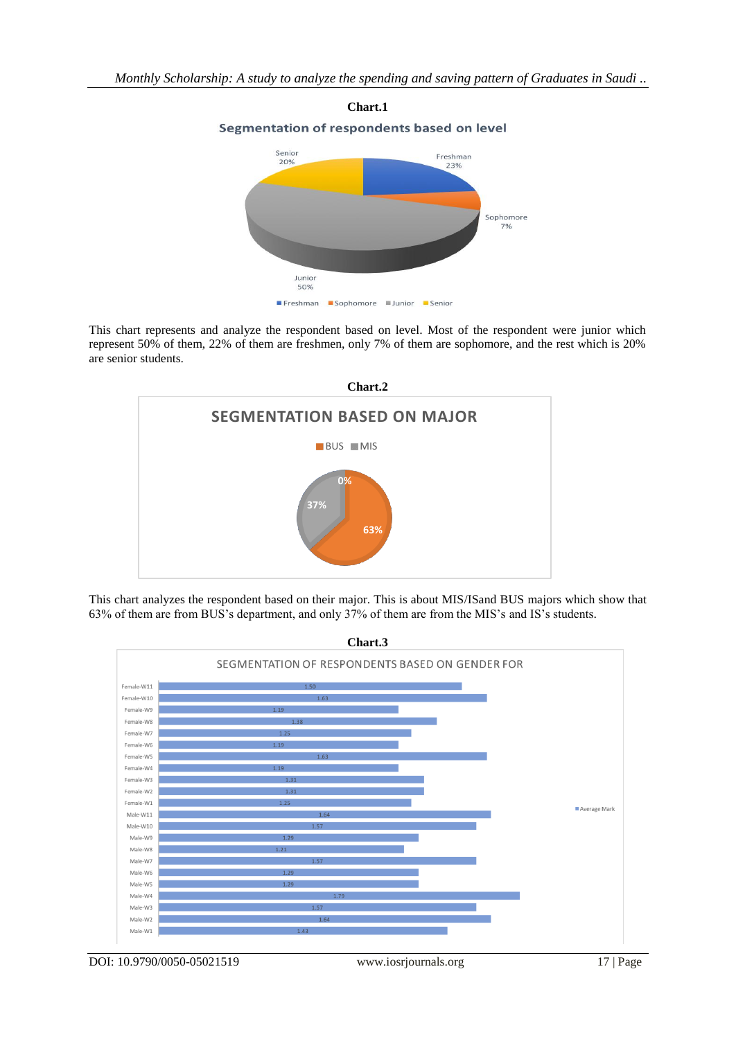**Chart.1**

This chart represents and analyze the respondent based on level. Most of the respondent were junior which represent 50% of them, 22% of them are freshmen, only 7% of them are sophomore, and the rest which is 20% are senior students.

**Chart.2**

This chart analyzes the respondent based on their major. This is about MIS/ISand BUS majors which show that 63% of them are from BUS's department, and only 37% of them are from the MIS's and IS's students.

**Chart.3**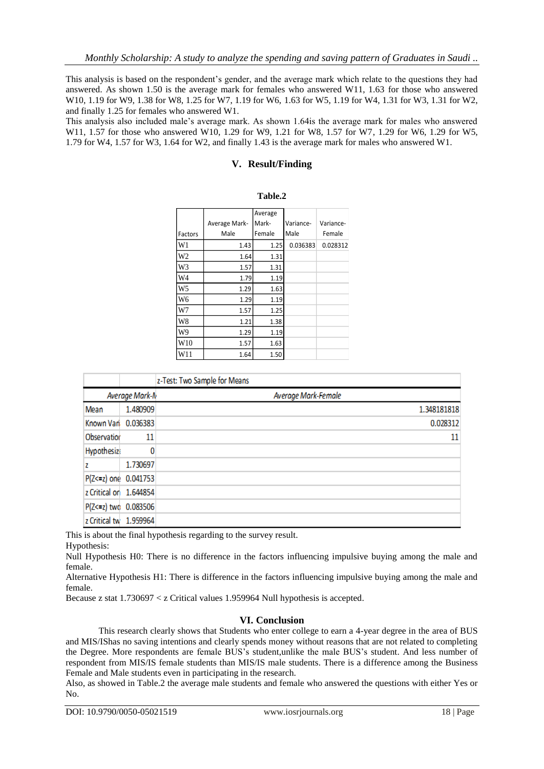This analysis is based on the respondent's gender, and the average mark which relate to the questions they had answered. As shown 1.50 is the average mark for females who answered W11, 1.63 for those who answered W10, 1.19 for W9, 1.38 for W8, 1.25 for W7, 1.19 for W6, 1.63 for W5, 1.19 for W4, 1.31 for W3, 1.31 for W2, and finally 1.25 for females who answered W1.

This analysis also included male's average mark. As shown 1.64is the average mark for males who answered W11, 1.57 for those who answered W10, 1.29 for W9, 1.21 for W8, 1.57 for W7, 1.29 for W6, 1.29 for W5, 1.79 for W4, 1.57 for W3, 1.64 for W2, and finally 1.43 is the average mark for males who answered W1.

## V. Result/Finding

**Table.2**

| Factors | Average Mark-Male | Average Mark-Female | Variance-Male | Variance-Female |
|---|---|---|---|---|
| W1 | 1.43 | 1.25 | 0.036383 | 0.028312 |
| W2 | 1.64 | 1.31 | | |
| W3 | 1.57 | 1.31 | | |
| W4 | 1.79 | 1.19 | | |
| W5 | 1.29 | 1.63 | | |
| W6 | 1.29 | 1.19 | | |
| W7 | 1.57 | 1.25 | | |
| W8 | 1.21 | 1.38 | | |
| W9 | 1.29 | 1.19 | | |
| W10 | 1.57 | 1.63 | | |
| W11 | 1.64 | 1.50 | | |

| | z-Test: Two Sample for Means | |
|---|---|---|
| | Average Mark-M | Average Mark-Female |
| Mean | 1.480909 | 1.348181818 |
| Known Vari | 0.036383 | 0.028312 |
| Observatior | 11 | 11 |
| Hypothesiz | 0 | |
| z | 1.730697 | |
| P(Z<=z) one | 0.041753 | |
| z Critical or | 1.644854 | |
| P(Z<=z) two | 0.083506 | |
| z Critical tw | 1.959964 | |

This is about the final hypothesis regarding to the survey result.

Hypothesis:

Null Hypothesis H0: There is no difference in the factors influencing impulsive buying among the male and female.

Alternative Hypothesis H1: There is difference in the factors influencing impulsive buying among the male and female.

Because z stat 1.730697 < z Critical values 1.959964 Null hypothesis is accepted.

## VI. Conclusion

This research clearly shows that Students who enter college to earn a 4-year degree in the area of BUS and MIS/IShas no saving intentions and clearly spends money without reasons that are not related to completing the Degree. More respondents are female BUS's student,unlike the male BUS's student. And less number of respondent from MIS/IS female students than MIS/IS male students. There is a difference among the Business Female and Male students even in participating in the research.

Also, as showed in Table.2 the average male students and female who answered the questions with either Yes or No.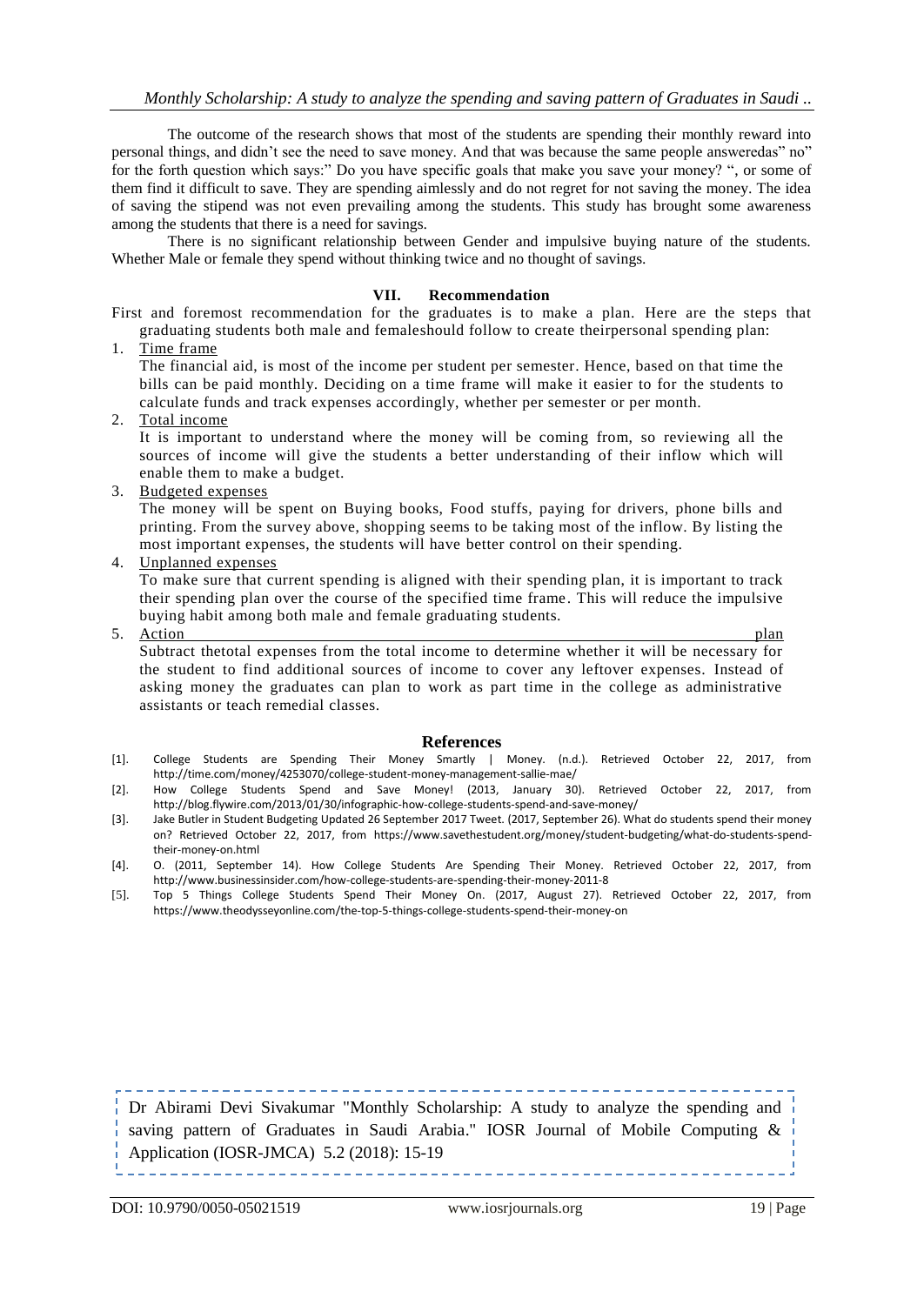The outcome of the research shows that most of the students are spending their monthly reward into personal things, and didn't see the need to save money. And that was because the same people answeredas" no" for the forth question which says:" Do you have specific goals that make you save your money? ", or some of them find it difficult to save. They are spending aimlessly and do not regret for not saving the money. The idea of saving the stipend was not even prevailing among the students. This study has brought some awareness among the students that there is a need for savings.

There is no significant relationship between Gender and impulsive buying nature of the students. Whether Male or female they spend without thinking twice and no thought of savings.

## VII. Recommendation

First and foremost recommendation for the graduates is to make a plan. Here are the steps that graduating students both male and femaleshould follow to create theirpersonal spending plan:

1. Time frame

   The financial aid, is most of the income per student per semester. Hence, based on that time the bills can be paid monthly. Deciding on a time frame will make it easier to for the students to calculate funds and track expenses accordingly, whether per semester or per month.

2. Total income

   It is important to understand where the money will be coming from, so reviewing all the sources of income will give the students a better understanding of their inflow which will enable them to make a budget.

3. Budgeted expenses

   The money will be spent on Buying books, Food stuffs, paying for drivers, phone bills and printing. From the survey above, shopping seems to be taking most of the inflow. By listing the most important expenses, the students will have better control on their spending.

4. Unplanned expenses

   To make sure that current spending is aligned with their spending plan, it is important to track their spending plan over the course of the specified time frame. This will reduce the impulsive buying habit among both male and female graduating students.

5. Action plan

   Subtract thetotal expenses from the total income to determine whether it will be necessary for the student to find additional sources of income to cover any leftover expenses. Instead of asking money the graduates can plan to work as part time in the college as administrative assistants or teach remedial classes.

## References

[1]. College Students are Spending Their Money Smartly | Money. (n.d.). Retrieved October 22, 2017, from http://time.com/money/4253070/college-student-money-management-sallie-mae/

[2]. How College Students Spend and Save Money! (2013, January 30). Retrieved October 22, 2017, from http://blog.flywire.com/2013/01/30/infographic-how-college-students-spend-and-save-money/

[3]. Jake Butler in Student Budgeting Updated 26 September 2017 Tweet. (2017, September 26). What do students spend their money on? Retrieved October 22, 2017, from https://www.savethestudent.org/money/student-budgeting/what-do-students-spend-their-money-on.html

[4]. O. (2011, September 14). How College Students Are Spending Their Money. Retrieved October 22, 2017, from http://www.businessinsider.com/how-college-students-are-spending-their-money-2011-8

[5]. Top 5 Things College Students Spend Their Money On. (2017, August 27). Retrieved October 22, 2017, from https://www.theodysseyonline.com/the-top-5-things-college-students-spend-their-money-on

Dr Abirami Devi Sivakumar "Monthly Scholarship: A study to analyze the spending and saving pattern of Graduates in Saudi Arabia." IOSR Journal of Mobile Computing & Application (IOSR-JMCA) 5.2 (2018): 15-19